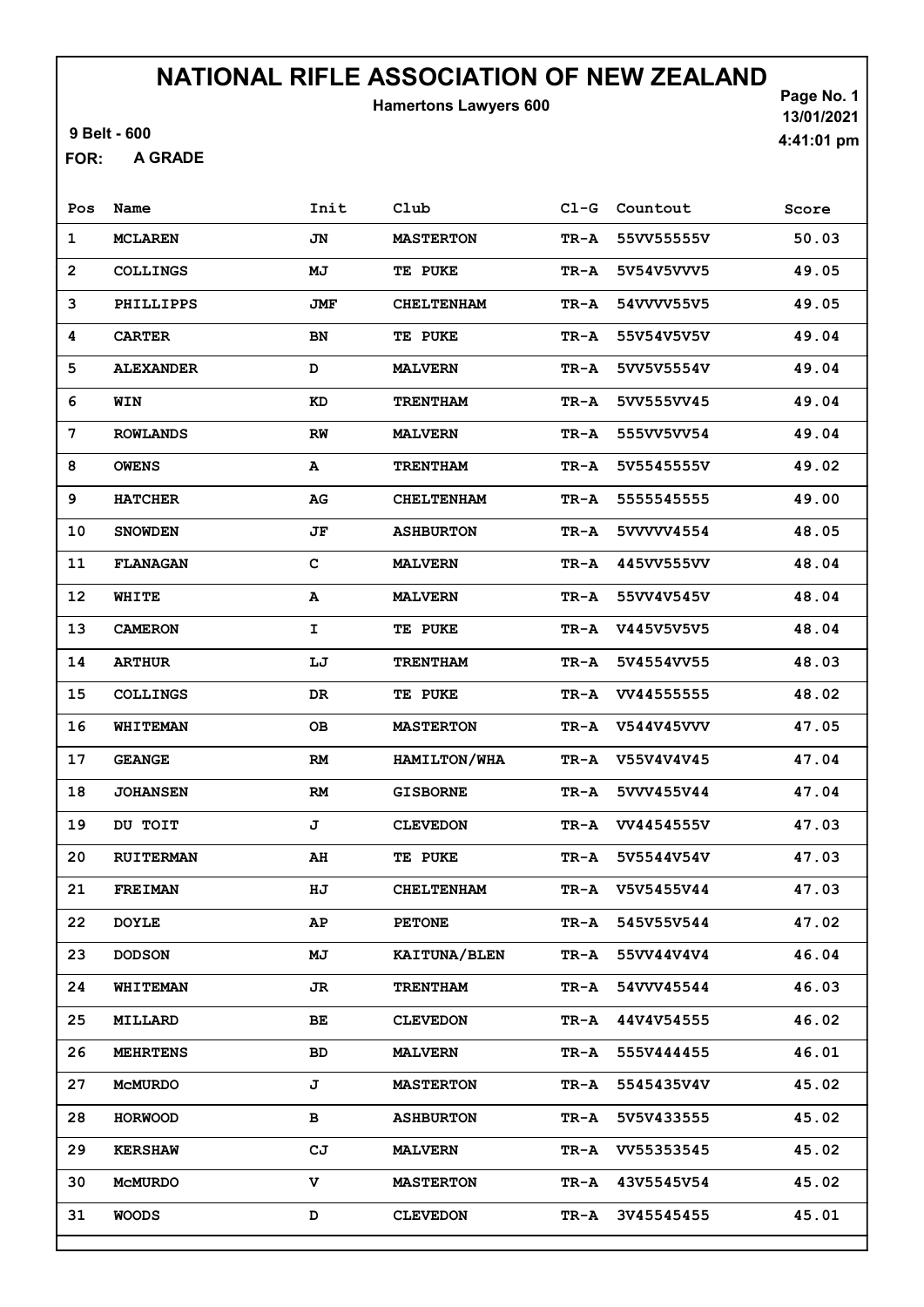# NATIONAL RIFLE ASSOCIATION OF NEW ZEALAND

**Hamertons Lawyers 600**

13/01/2021
4:41:01 pm

9 Belt - 600

FOR: **A GRADE**

| Pos | Name | Init | Club | Cl-G | Countout | Score |
|---|---|---|---|---|---|---|
| 1 | MCLAREN | JN | MASTERTON | TR-A | 55VV55555V | 50.03 |
| 2 | COLLINGS | MJ | TE PUKE | TR-A | 5V54V5VVV5 | 49.05 |
| 3 | PHILLIPPS | JMF | CHELTENHAM | TR-A | 54VVVV55V5 | 49.05 |
| 4 | CARTER | BN | TE PUKE | TR-A | 55V54V5V5V | 49.04 |
| 5 | ALEXANDER | D | MALVERN | TR-A | 5VV5V5554V | 49.04 |
| 6 | WIN | KD | TRENTHAM | TR-A | 5VV555VV45 | 49.04 |
| 7 | ROWLANDS | RW | MALVERN | TR-A | 555VV5VV54 | 49.04 |
| 8 | OWENS | A | TRENTHAM | TR-A | 5V5545555V | 49.02 |
| 9 | HATCHER | AG | CHELTENHAM | TR-A | 5555545555 | 49.00 |
| 10 | SNOWDEN | JF | ASHBURTON | TR-A | 5VVVVV4554 | 48.05 |
| 11 | FLANAGAN | C | MALVERN | TR-A | 445VV555VV | 48.04 |
| 12 | WHITE | A | MALVERN | TR-A | 55VV4V545V | 48.04 |
| 13 | CAMERON | I | TE PUKE | TR-A | V445V5V5V5 | 48.04 |
| 14 | ARTHUR | LJ | TRENTHAM | TR-A | 5V4554VV55 | 48.03 |
| 15 | COLLINGS | DR | TE PUKE | TR-A | VV44555555 | 48.02 |
| 16 | WHITEMAN | OB | MASTERTON | TR-A | V544V45VVV | 47.05 |
| 17 | GEANGE | RM | HAMILTON/WHA | TR-A | V55V4V4V45 | 47.04 |
| 18 | JOHANSEN | RM | GISBORNE | TR-A | 5VVV455V44 | 47.04 |
| 19 | DU TOIT | J | CLEVEDON | TR-A | VV4454555V | 47.03 |
| 20 | RUITERMAN | AH | TE PUKE | TR-A | 5V5544V54V | 47.03 |
| 21 | FREIMAN | HJ | CHELTENHAM | TR-A | V5V5455V44 | 47.03 |
| 22 | DOYLE | AP | PETONE | TR-A | 545V55V544 | 47.02 |
| 23 | DODSON | MJ | KAITUNA/BLEN | TR-A | 55VV44V4V4 | 46.04 |
| 24 | WHITEMAN | JR | TRENTHAM | TR-A | 54VVV45544 | 46.03 |
| 25 | MILLARD | BE | CLEVEDON | TR-A | 44V4V54555 | 46.02 |
| 26 | MEHRTENS | BD | MALVERN | TR-A | 555V444455 | 46.01 |
| 27 | McMURDO | J | MASTERTON | TR-A | 5545435V4V | 45.02 |
| 28 | HORWOOD | B | ASHBURTON | TR-A | 5V5V433555 | 45.02 |
| 29 | KERSHAW | CJ | MALVERN | TR-A | VV55353545 | 45.02 |
| 30 | McMURDO | V | MASTERTON | TR-A | 43V5545V54 | 45.02 |
| 31 | WOODS | D | CLEVEDON | TR-A | 3V45545455 | 45.01 |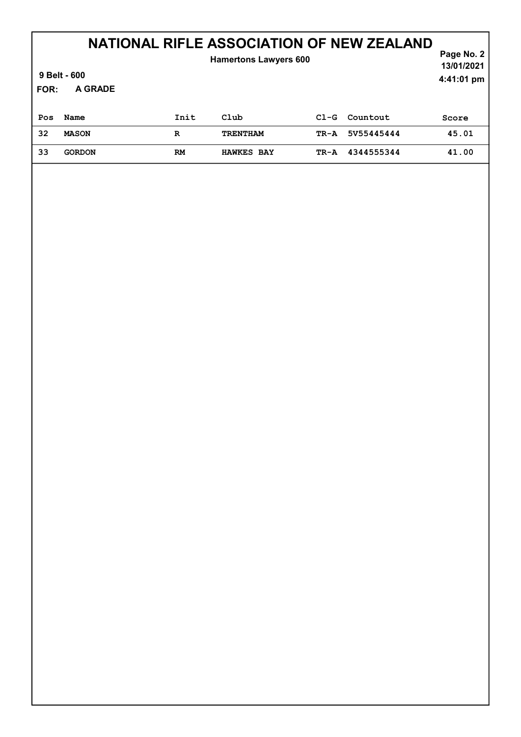# NATIONAL RIFLE ASSOCIATION OF NEW ZEALAND

**Hamertons Lawyers 600**

13/01/2021
4:41:01 pm

**9 Belt - 600**

**FOR: A GRADE**

| Pos | Name | Init | Club | Cl-G | Countout | Score |
|---|---|---|---|---|---|---|
| 32 | MASON | R | TRENTHAM | TR-A | 5V55445444 | 45.01 |
| 33 | GORDON | RM | HAWKES BAY | TR-A | 4344555344 | 41.00 |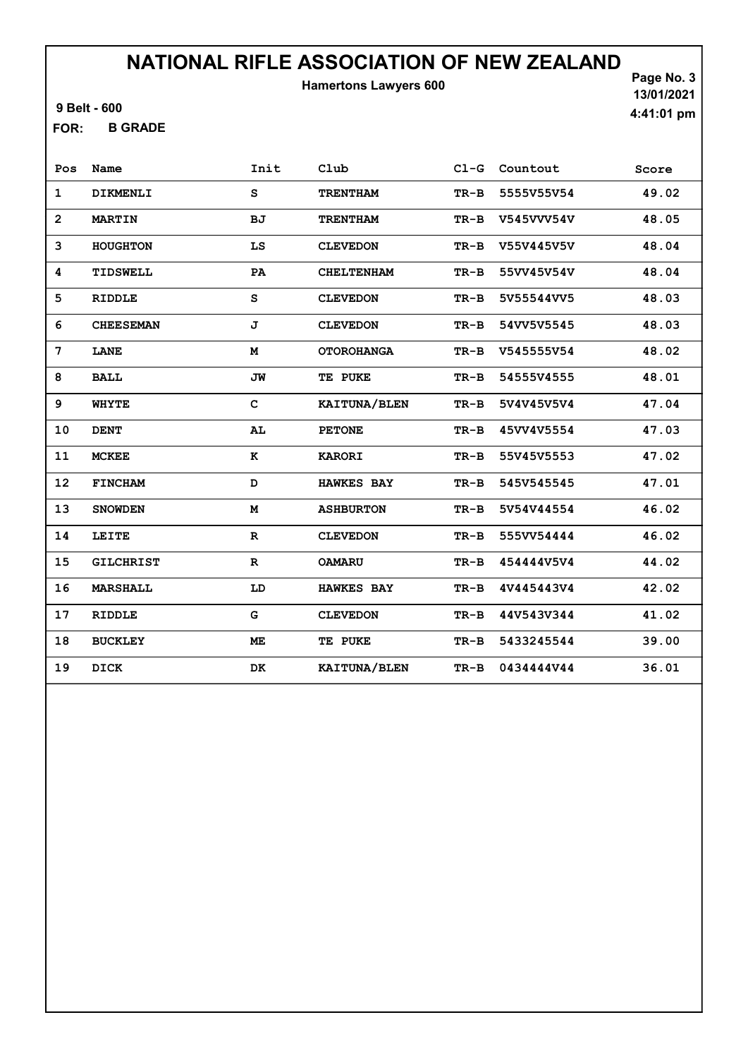# NATIONAL RIFLE ASSOCIATION OF NEW ZEALAND

**Hamertons Lawyers 600**

13/01/2021
4:41:01 pm

9 Belt - 600

**FOR:** B GRADE

| Pos | Name | Init | Club | Cl-G | Countout | Score |
|---|---|---|---|---|---|---|
| 1 | DIKMENLI | S | TRENTHAM | TR-B | 5555V55V54 | 49.02 |
| 2 | MARTIN | BJ | TRENTHAM | TR-B | V545VVV54V | 48.05 |
| 3 | HOUGHTON | LS | CLEVEDON | TR-B | V55V445V5V | 48.04 |
| 4 | TIDSWELL | PA | CHELTENHAM | TR-B | 55VV45V54V | 48.04 |
| 5 | RIDDLE | S | CLEVEDON | TR-B | 5V55544VV5 | 48.03 |
| 6 | CHEESEMAN | J | CLEVEDON | TR-B | 54VV5V5545 | 48.03 |
| 7 | LANE | M | OTOROHANGA | TR-B | V545555V54 | 48.02 |
| 8 | BALL | JW | TE PUKE | TR-B | 54555V4555 | 48.01 |
| 9 | WHYTE | C | KAITUNA/BLEN | TR-B | 5V4V45V5V4 | 47.04 |
| 10 | DENT | AL | PETONE | TR-B | 45VV4V5554 | 47.03 |
| 11 | MCKEE | K | KARORI | TR-B | 55V45V5553 | 47.02 |
| 12 | FINCHAM | D | HAWKES BAY | TR-B | 545V545545 | 47.01 |
| 13 | SNOWDEN | M | ASHBURTON | TR-B | 5V54V44554 | 46.02 |
| 14 | LEITE | R | CLEVEDON | TR-B | 555VV54444 | 46.02 |
| 15 | GILCHRIST | R | OAMARU | TR-B | 454444V5V4 | 44.02 |
| 16 | MARSHALL | LD | HAWKES BAY | TR-B | 4V445443V4 | 42.02 |
| 17 | RIDDLE | G | CLEVEDON | TR-B | 44V543V344 | 41.02 |
| 18 | BUCKLEY | ME | TE PUKE | TR-B | 5433245544 | 39.00 |
| 19 | DICK | DK | KAITUNA/BLEN | TR-B | 0434444V44 | 36.01 |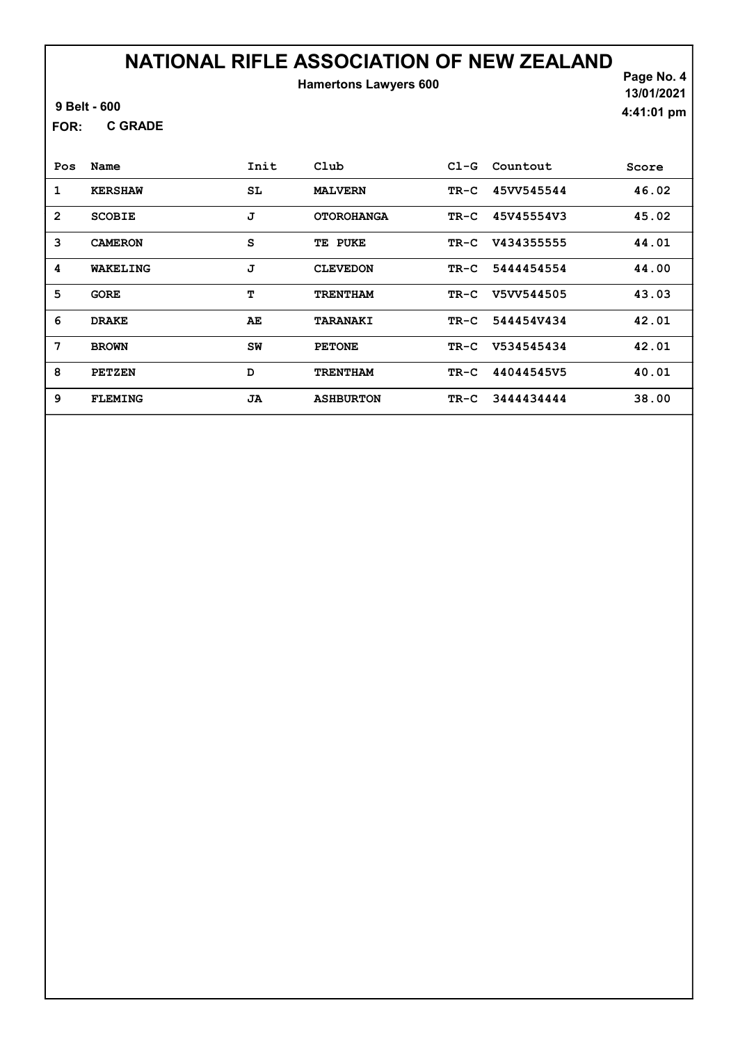# NATIONAL RIFLE ASSOCIATION OF NEW ZEALAND

**Hamertons Lawyers 600**

9 Belt - 600

FOR: **C GRADE**

13/01/2021
4:41:01 pm

| Pos | Name | Init | Club | Cl-G | Countout | Score |
|---|---|---|---|---|---|---|
| 1 | KERSHAW | SL | MALVERN | TR-C | 45VV545544 | 46.02 |
| 2 | SCOBIE | J | OTOROHANGA | TR-C | 45V45554V3 | 45.02 |
| 3 | CAMERON | S | TE PUKE | TR-C | V434355555 | 44.01 |
| 4 | WAKELING | J | CLEVEDON | TR-C | 5444454554 | 44.00 |
| 5 | GORE | T | TRENTHAM | TR-C | V5VV544505 | 43.03 |
| 6 | DRAKE | AE | TARANAKI | TR-C | 544454V434 | 42.01 |
| 7 | BROWN | SW | PETONE | TR-C | V534545434 | 42.01 |
| 8 | PETZEN | D | TRENTHAM | TR-C | 44044545V5 | 40.01 |
| 9 | FLEMING | JA | ASHBURTON | TR-C | 3444434444 | 38.00 |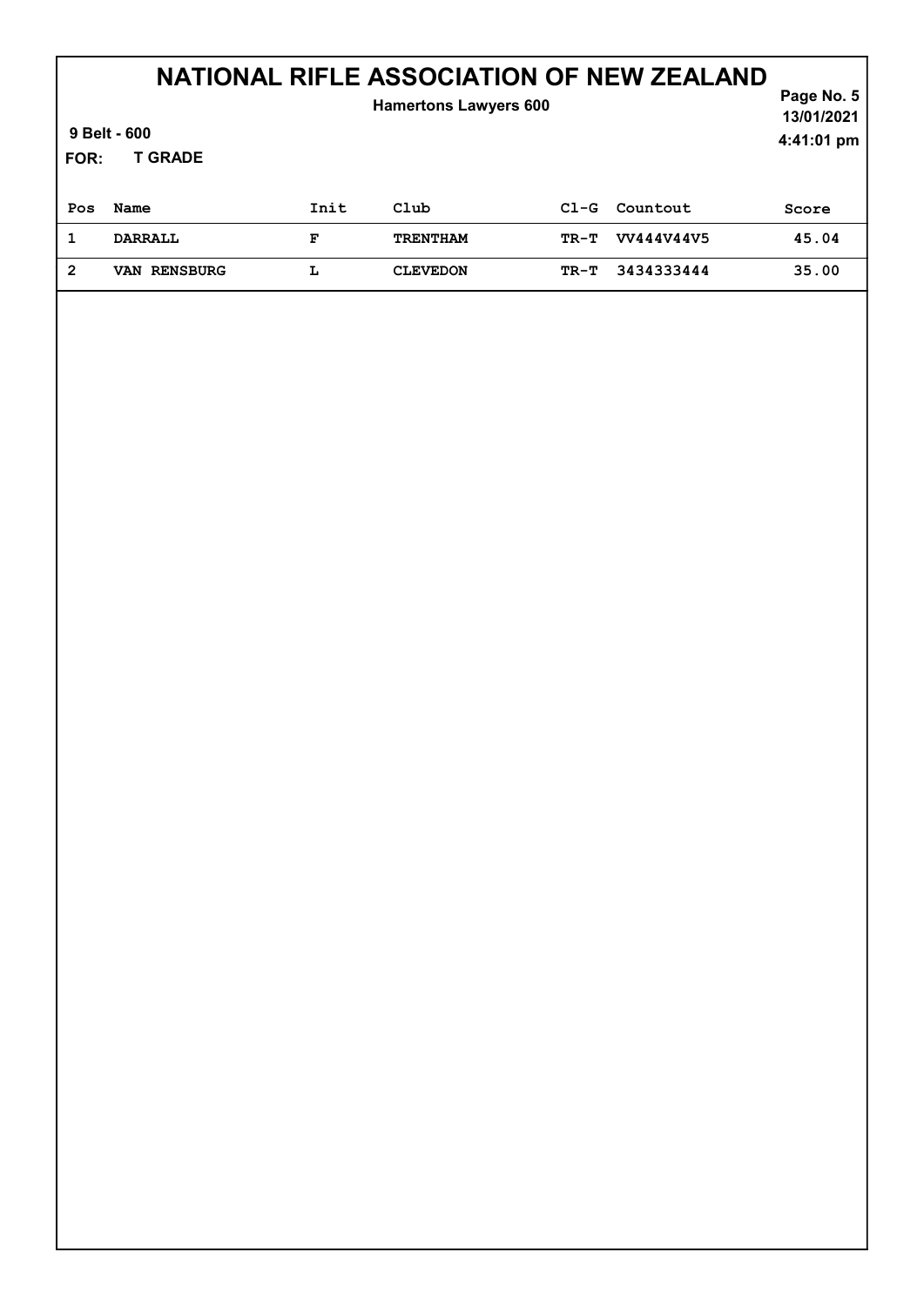# NATIONAL RIFLE ASSOCIATION OF NEW ZEALAND

**Hamertons Lawyers 600**

**9 Belt - 600**

**FOR: T GRADE**

13/01/2021
4:41:01 pm

| Pos | Name | Init | Club | Cl-G | Countout | Score |
|---|---|---|---|---|---|---|
| 1 | DARRALL | F | TRENTHAM | TR-T | VV444V44V5 | 45.04 |
| 2 | VAN RENSBURG | L | CLEVEDON | TR-T | 3434333444 | 35.00 |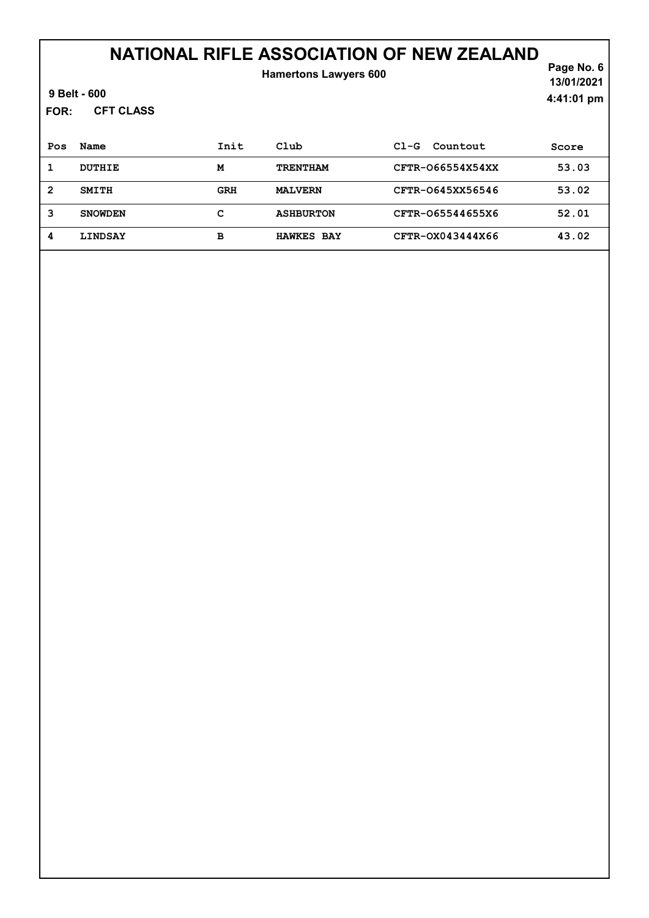# NATIONAL RIFLE ASSOCIATION OF NEW ZEALAND

**Hamertons Lawyers 600**

13/01/2021
4:41:01 pm

9 Belt - 600

**FOR:** CFT CLASS

| Pos | Name | Init | Club | Cl-G Countout | Score |
|---|---|---|---|---|---|
| 1 | DUTHIE | M | TRENTHAM | CFTR-O66554X54XX | 53.03 |
| 2 | SMITH | GRH | MALVERN | CFTR-O645XX56546 | 53.02 |
| 3 | SNOWDEN | C | ASHBURTON | CFTR-O65544655X6 | 52.01 |
| 4 | LINDSAY | B | HAWKES BAY | CFTR-OX043444X66 | 43.02 |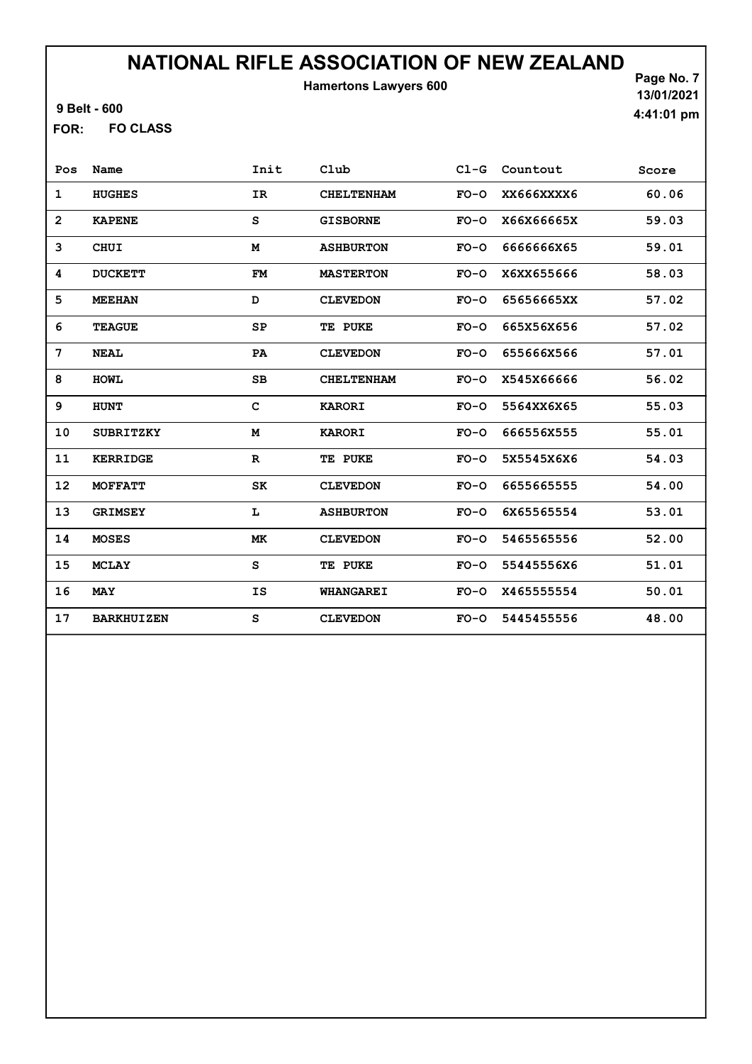# NATIONAL RIFLE ASSOCIATION OF NEW ZEALAND

**Hamertons Lawyers 600**

9 Belt - 600

**FOR:** FO CLASS

Page No. 7
13/01/2021
4:41:01 pm

| Pos | Name | Init | Club | Cl-G | Countout | Score |
|---|---|---|---|---|---|---|
| 1 | HUGHES | IR | CHELTENHAM | FO-O | XX666XXXX6 | 60.06 |
| 2 | KAPENE | S | GISBORNE | FO-O | X66X66665X | 59.03 |
| 3 | CHUI | M | ASHBURTON | FO-O | 6666666X65 | 59.01 |
| 4 | DUCKETT | FM | MASTERTON | FO-O | X6XX655666 | 58.03 |
| 5 | MEEHAN | D | CLEVEDON | FO-O | 65656665XX | 57.02 |
| 6 | TEAGUE | SP | TE PUKE | FO-O | 665X56X656 | 57.02 |
| 7 | NEAL | PA | CLEVEDON | FO-O | 655666X566 | 57.01 |
| 8 | HOWL | SB | CHELTENHAM | FO-O | X545X66666 | 56.02 |
| 9 | HUNT | C | KARORI | FO-O | 5564XX6X65 | 55.03 |
| 10 | SUBRITZKY | M | KARORI | FO-O | 666556X555 | 55.01 |
| 11 | KERRIDGE | R | TE PUKE | FO-O | 5X5545X6X6 | 54.03 |
| 12 | MOFFATT | SK | CLEVEDON | FO-O | 6655665555 | 54.00 |
| 13 | GRIMSEY | L | ASHBURTON | FO-O | 6X65565554 | 53.01 |
| 14 | MOSES | MK | CLEVEDON | FO-O | 5465565556 | 52.00 |
| 15 | MCLAY | S | TE PUKE | FO-O | 55445556X6 | 51.01 |
| 16 | MAY | IS | WHANGAREI | FO-O | X465555554 | 50.01 |
| 17 | BARKHUIZEN | S | CLEVEDON | FO-O | 5445455556 | 48.00 |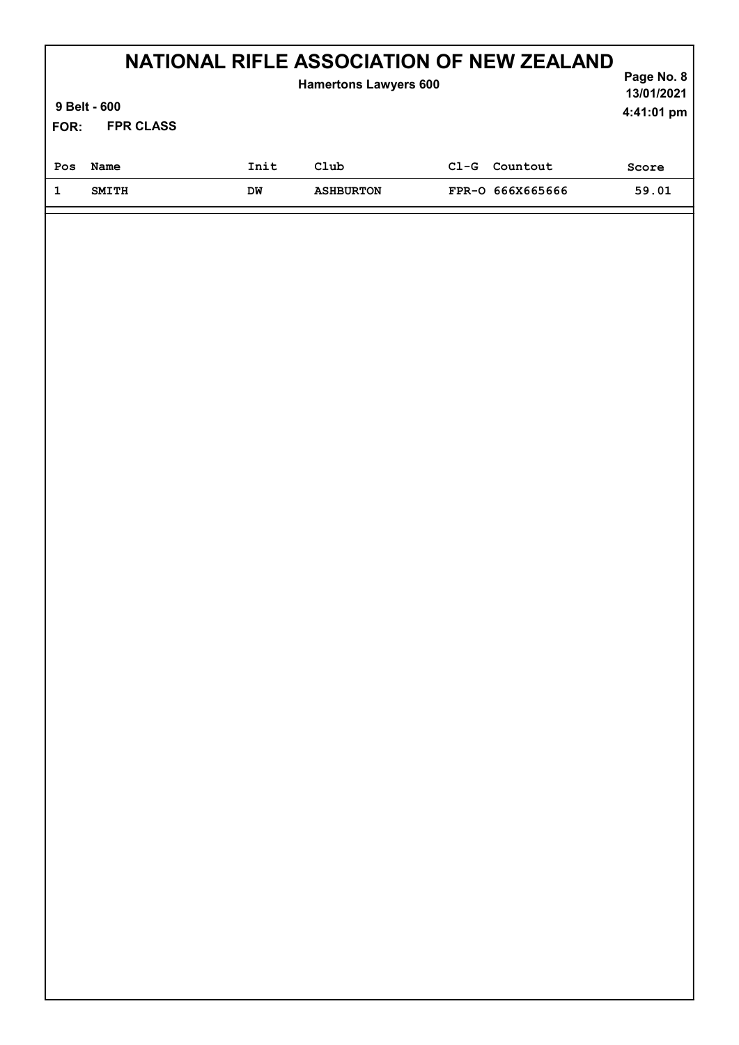# NATIONAL RIFLE ASSOCIATION OF NEW ZEALAND

**Hamertons Lawyers 600**

**9 Belt - 600**

**FOR: FPR CLASS**

13/01/2021
4:41:01 pm

| Pos | Name | Init | Club | Cl-G | Countout | Score |
|---|---|---|---|---|---|---|
| 1 | SMITH | DW | ASHBURTON | FPR-O | 666X665666 | 59.01 |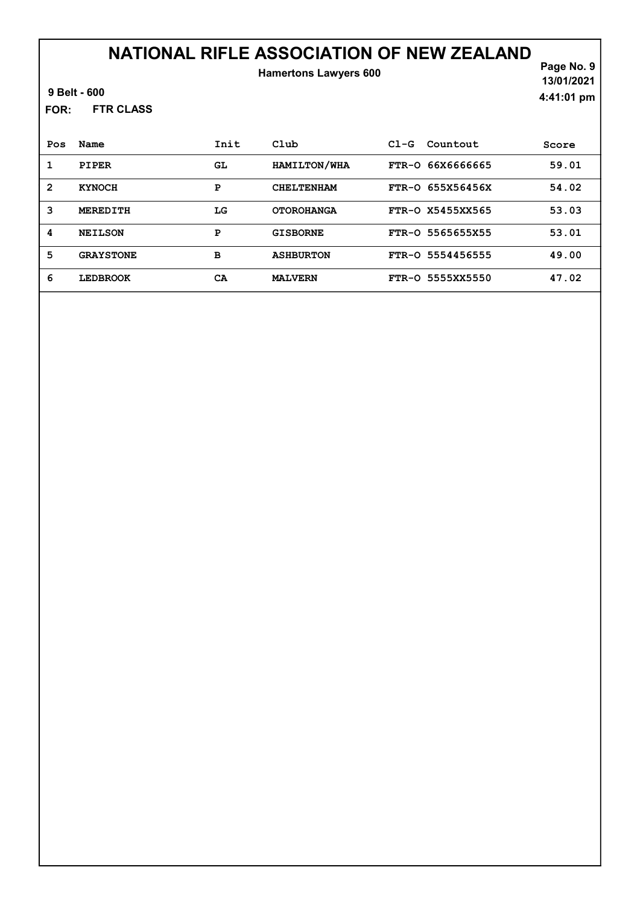# NATIONAL RIFLE ASSOCIATION OF NEW ZEALAND

**Hamertons Lawyers 600**

13/01/2021

4:41:01 pm

9 Belt - 600

**FOR:** FTR CLASS

| Pos | Name | Init | Club | Cl-G | Countout | Score |
|---|---|---|---|---|---|---|
| 1 | PIPER | GL | HAMILTON/WHA | FTR-O | 66X6666665 | 59.01 |
| 2 | KYNOCH | P | CHELTENHAM | FTR-O | 655X56456X | 54.02 |
| 3 | MEREDITH | LG | OTOROHANGA | FTR-O | X5455XX565 | 53.03 |
| 4 | NEILSON | P | GISBORNE | FTR-O | 5565655X55 | 53.01 |
| 5 | GRAYSTONE | B | ASHBURTON | FTR-O | 5554456555 | 49.00 |
| 6 | LEDBROOK | CA | MALVERN | FTR-O | 5555XX5550 | 47.02 |